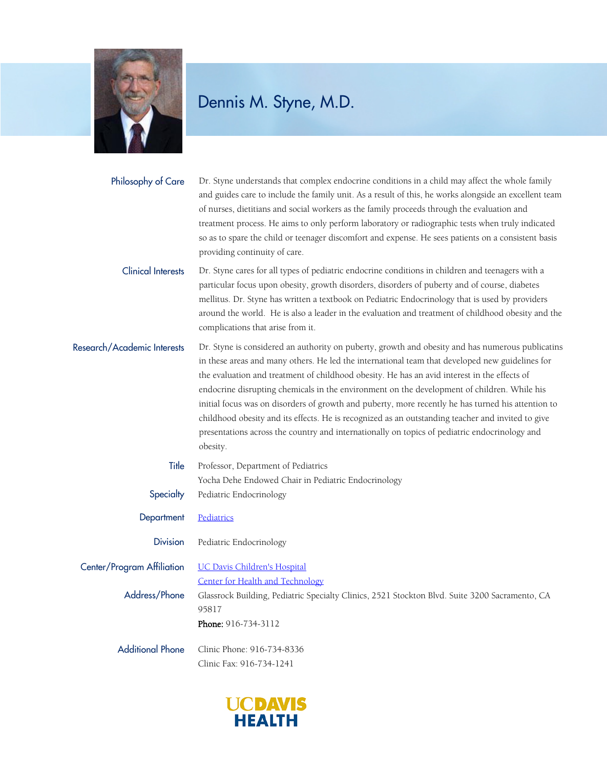# Dennis M. Styne, M.D.

**Philosophy of Care**

Dr. Styne understands that complex endocrine conditions in a child may affect the whole family and guides care to include the family unit. As a result of this, he works alongside an excellent team of nurses, dietitians and social workers as the family proceeds through the evaluation and treatment process. He aims to only perform laboratory or radiographic tests when truly indicated so as to spare the child or teenager discomfort and expense. He sees patients on a consistent basis providing continuity of care.

**Clinical Interests**

Dr. Styne cares for all types of pediatric endocrine conditions in children and teenagers with a particular focus upon obesity, growth disorders, disorders of puberty and of course, diabetes mellitus. Dr. Styne has written a textbook on Pediatric Endocrinology that is used by providers around the world. He is also a leader in the evaluation and treatment of childhood obesity and the complications that arise from it.

**Research/Academic Interests**

Dr. Styne is considered an authority on puberty, growth and obesity and has numerous publicatins in these areas and many others. He led the international team that developed new guidelines for the evaluation and treatment of childhood obesity. He has an avid interest in the effects of endocrine disrupting chemicals in the environment on the development of children. While his initial focus was on disorders of growth and puberty, more recently he has turned his attention to childhood obesity and its effects. He is recognized as an outstanding teacher and invited to give presentations across the country and internationally on topics of pediatric endocrinology and obesity.

**Title**

Professor, Department of Pediatrics
Yocha Dehe Endowed Chair in Pediatric Endocrinology

**Specialty**

Pediatric Endocrinology

**Department**

Pediatrics

**Division**

Pediatric Endocrinology

**Center/Program Affiliation**

UC Davis Children's Hospital
Center for Health and Technology

**Address/Phone**

Glassrock Building, Pediatric Specialty Clinics, 2521 Stockton Blvd. Suite 3200 Sacramento, CA 95817

**Phone:** 916-734-3112

**Additional Phone**

Clinic Phone: 916-734-8336
Clinic Fax: 916-734-1241

UC DAVIS HEALTH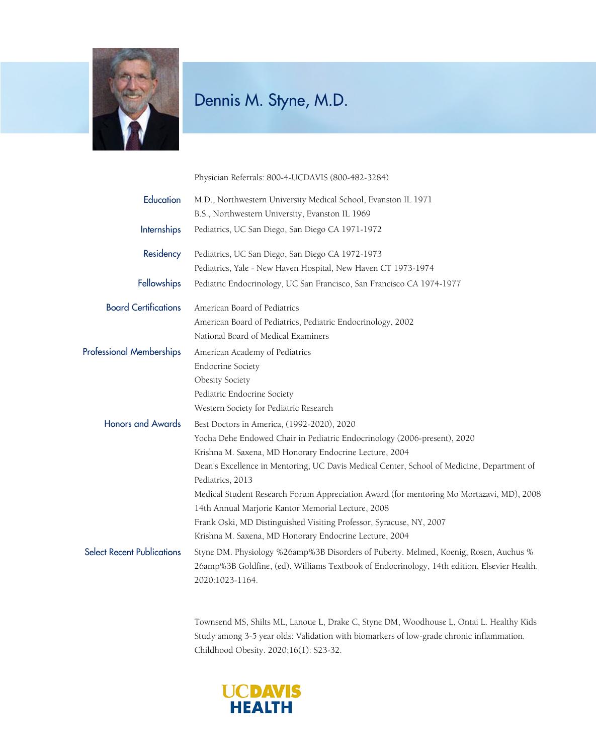# Dennis M. Styne, M.D.

Physician Referrals: 800-4-UCDAVIS (800-482-3284)

**Education**

M.D., Northwestern University Medical School, Evanston IL 1971
B.S., Northwestern University, Evanston IL 1969

**Internships**

Pediatrics, UC San Diego, San Diego CA 1971-1972

**Residency**

Pediatrics, UC San Diego, San Diego CA 1972-1973
Pediatrics, Yale - New Haven Hospital, New Haven CT 1973-1974

**Fellowships**

Pediatric Endocrinology, UC San Francisco, San Francisco CA 1974-1977

**Board Certifications**

American Board of Pediatrics
American Board of Pediatrics, Pediatric Endocrinology, 2002
National Board of Medical Examiners

**Professional Memberships**

American Academy of Pediatrics
Endocrine Society
Obesity Society
Pediatric Endocrine Society
Western Society for Pediatric Research

**Honors and Awards**

Best Doctors in America, (1992-2020), 2020
Yocha Dehe Endowed Chair in Pediatric Endocrinology (2006-present), 2020
Krishna M. Saxena, MD Honorary Endocrine Lecture, 2004
Dean's Excellence in Mentoring, UC Davis Medical Center, School of Medicine, Department of Pediatrics, 2013
Medical Student Research Forum Appreciation Award (for mentoring Mo Mortazavi, MD), 2008
14th Annual Marjorie Kantor Memorial Lecture, 2008
Frank Oski, MD Distinguished Visiting Professor, Syracuse, NY, 2007
Krishna M. Saxena, MD Honorary Endocrine Lecture, 2004

**Select Recent Publications**

Styne DM. Physiology %26amp%3B Disorders of Puberty. Melmed, Koenig, Rosen, Auchus %26amp%3B Goldfine, (ed). Williams Textbook of Endocrinology, 14th edition, Elsevier Health. 2020:1023-1164.

Townsend MS, Shilts ML, Lanoue L, Drake C, Styne DM, Woodhouse L, Ontai L. Healthy Kids Study among 3-5 year olds: Validation with biomarkers of low-grade chronic inflammation. Childhood Obesity. 2020;16(1): S23-32.

UC DAVIS HEALTH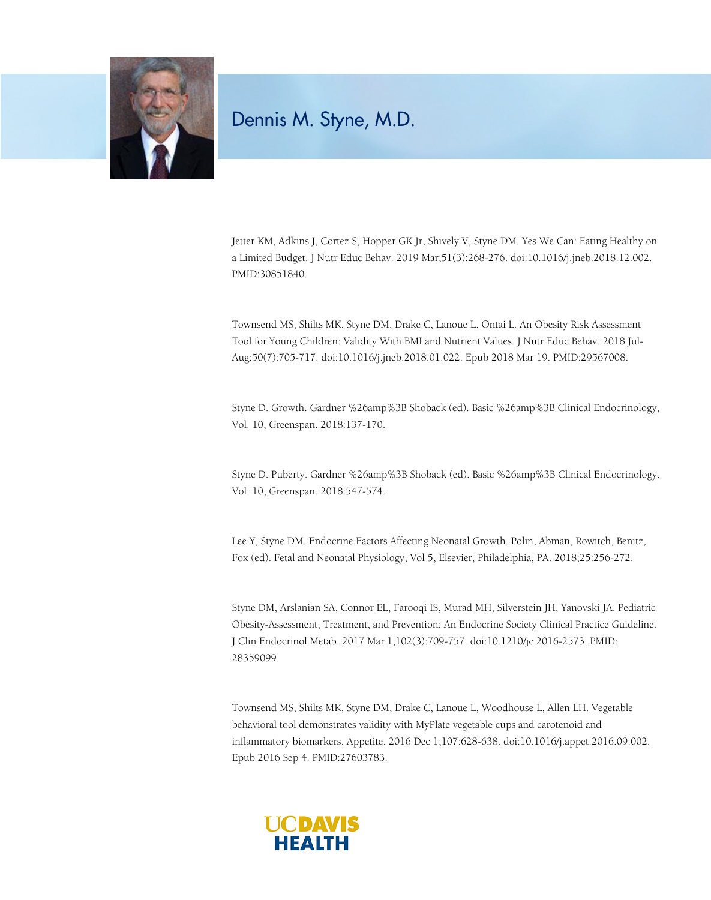# Dennis M. Styne, M.D.

Jetter KM, Adkins J, Cortez S, Hopper GK Jr, Shively V, Styne DM. Yes We Can: Eating Healthy on a Limited Budget. J Nutr Educ Behav. 2019 Mar;51(3):268-276. doi:10.1016/j.jneb.2018.12.002. PMID:30851840.

Townsend MS, Shilts MK, Styne DM, Drake C, Lanoue L, Ontai L. An Obesity Risk Assessment Tool for Young Children: Validity With BMI and Nutrient Values. J Nutr Educ Behav. 2018 Jul-Aug;50(7):705-717. doi:10.1016/j.jneb.2018.01.022. Epub 2018 Mar 19. PMID:29567008.

Styne D. Growth. Gardner %26amp%3B Shoback (ed). Basic %26amp%3B Clinical Endocrinology, Vol. 10, Greenspan. 2018:137-170.

Styne D. Puberty. Gardner %26amp%3B Shoback (ed). Basic %26amp%3B Clinical Endocrinology, Vol. 10, Greenspan. 2018:547-574.

Lee Y, Styne DM. Endocrine Factors Affecting Neonatal Growth. Polin, Abman, Rowitch, Benitz, Fox (ed). Fetal and Neonatal Physiology, Vol 5, Elsevier, Philadelphia, PA. 2018;25:256-272.

Styne DM, Arslanian SA, Connor EL, Farooqi IS, Murad MH, Silverstein JH, Yanovski JA. Pediatric Obesity-Assessment, Treatment, and Prevention: An Endocrine Society Clinical Practice Guideline. J Clin Endocrinol Metab. 2017 Mar 1;102(3):709-757. doi:10.1210/jc.2016-2573. PMID: 28359099.

Townsend MS, Shilts MK, Styne DM, Drake C, Lanoue L, Woodhouse L, Allen LH. Vegetable behavioral tool demonstrates validity with MyPlate vegetable cups and carotenoid and inflammatory biomarkers. Appetite. 2016 Dec 1;107:628-638. doi:10.1016/j.appet.2016.09.002. Epub 2016 Sep 4. PMID:27603783.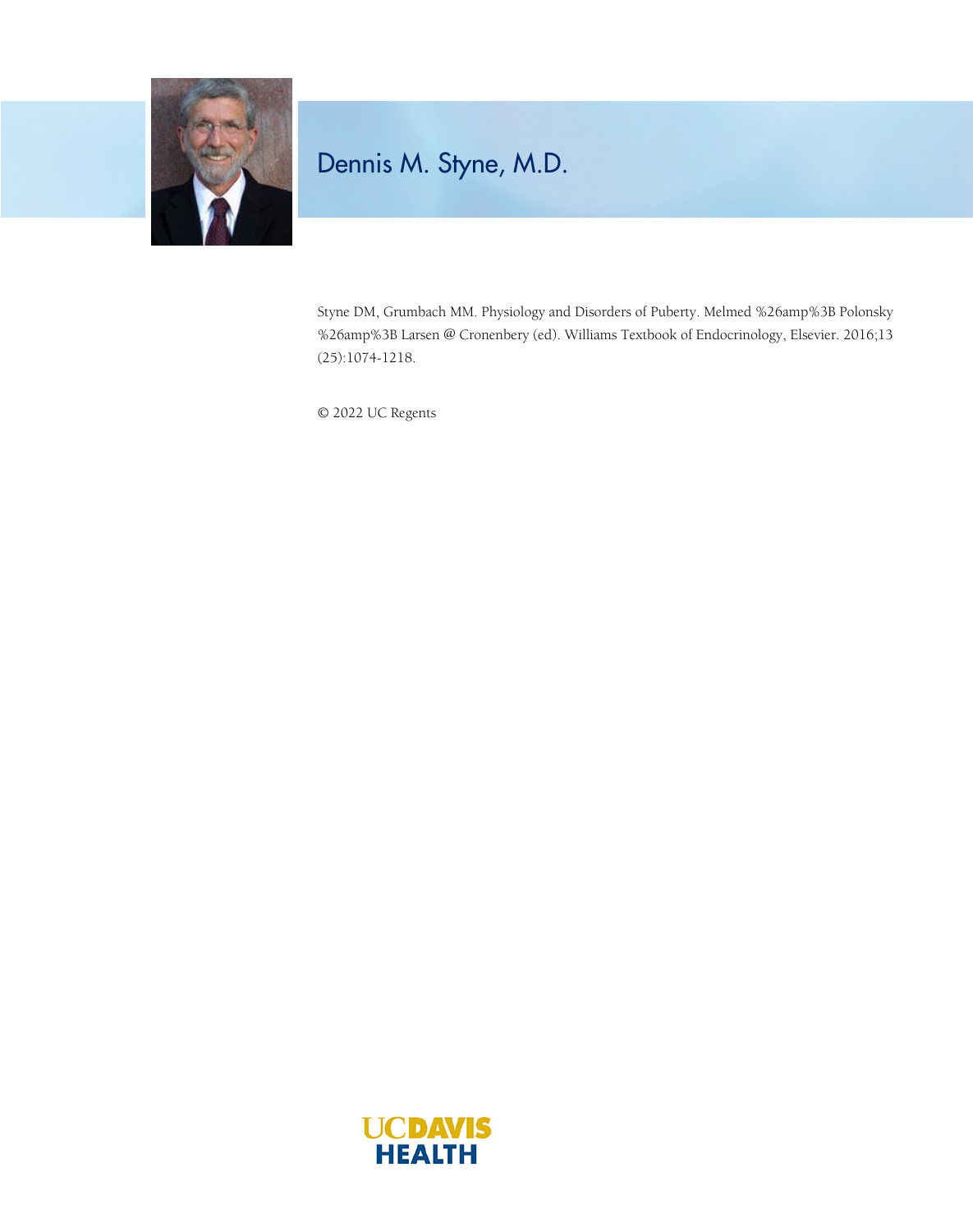# Dennis M. Styne, M.D.

Styne DM, Grumbach MM. Physiology and Disorders of Puberty. Melmed %26amp%3B Polonsky %26amp%3B Larsen @ Cronenbery (ed). Williams Textbook of Endocrinology, Elsevier. 2016;13 (25):1074-1218.

© 2022 UC Regents